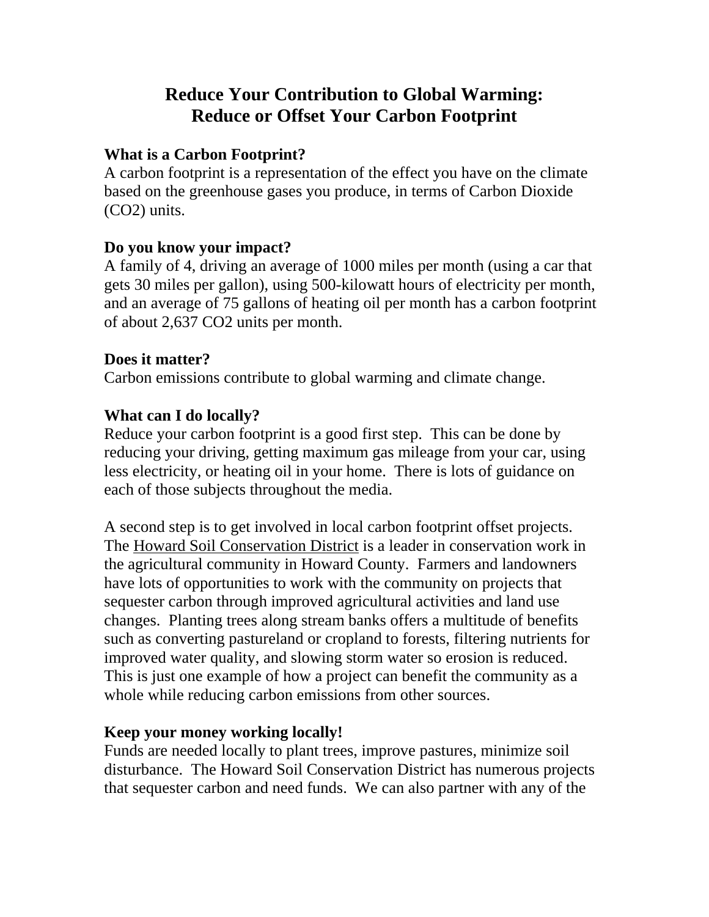# Reduce Your Contribution to Global Warming: Reduce or Offset Your Carbon Footprint

**What is a Carbon Footprint?**
A carbon footprint is a representation of the effect you have on the climate based on the greenhouse gases you produce, in terms of Carbon Dioxide ($CO_2$) units.

**Do you know your impact?**
A family of 4, driving an average of 1000 miles per month (using a car that gets 30 miles per gallon), using 500-kilowatt hours of electricity per month, and an average of 75 gallons of heating oil per month has a carbon footprint of about 2,637 $CO_2$ units per month.

**Does it matter?**
Carbon emissions contribute to global warming and climate change.

**What can I do locally?**
Reduce your carbon footprint is a good first step. This can be done by reducing your driving, getting maximum gas mileage from your car, using less electricity, or heating oil in your home. There is lots of guidance on each of those subjects throughout the media.

A second step is to get involved in local carbon footprint offset projects. The Howard Soil Conservation District is a leader in conservation work in the agricultural community in Howard County. Farmers and landowners have lots of opportunities to work with the community on projects that sequester carbon through improved agricultural activities and land use changes. Planting trees along stream banks offers a multitude of benefits such as converting pastureland or cropland to forests, filtering nutrients for improved water quality, and slowing storm water so erosion is reduced. This is just one example of how a project can benefit the community as a whole while reducing carbon emissions from other sources.

**Keep your money working locally!**
Funds are needed locally to plant trees, improve pastures, minimize soil disturbance. The Howard Soil Conservation District has numerous projects that sequester carbon and need funds. We can also partner with any of the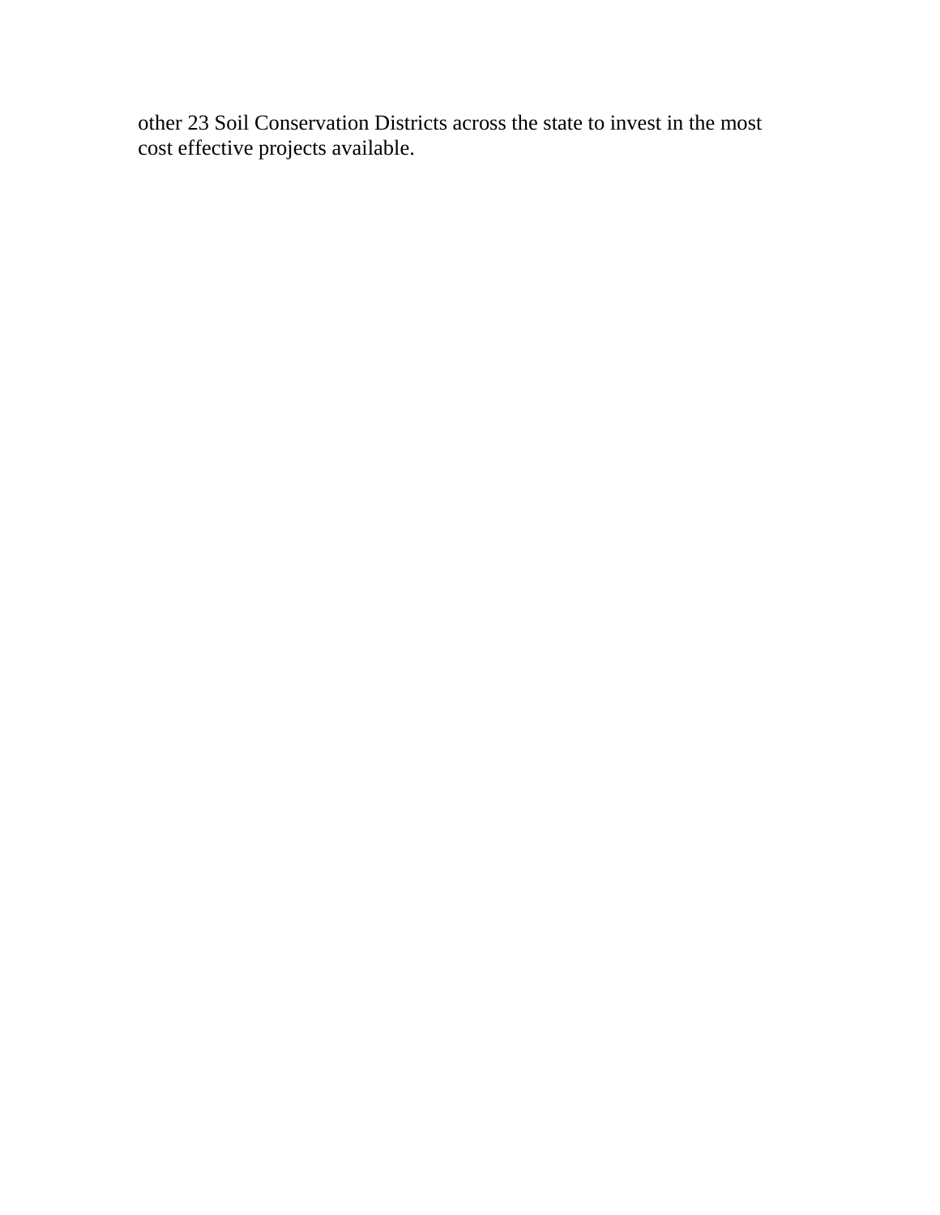other 23 Soil Conservation Districts across the state to invest in the most cost effective projects available.